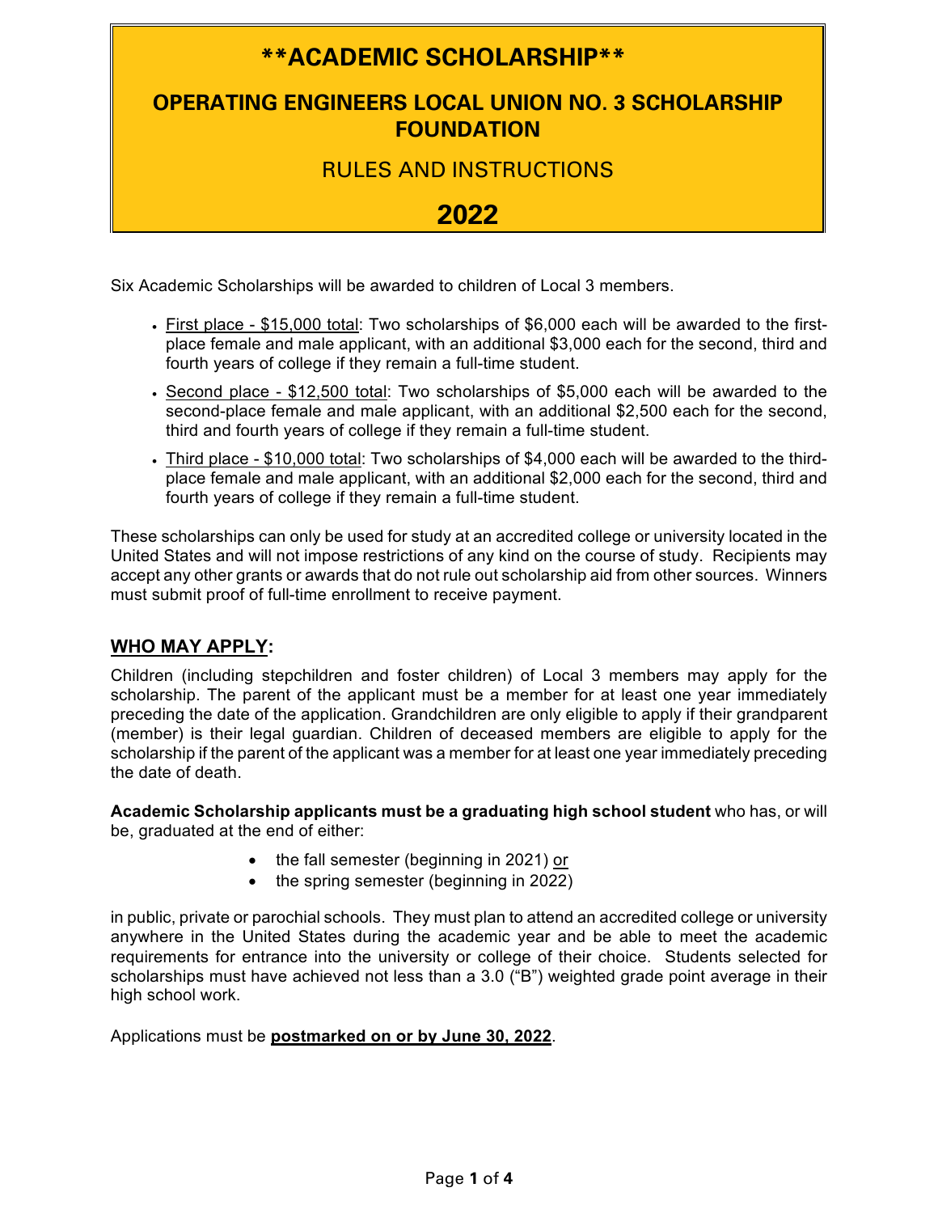# \*\*ACADEMIC SCHOLARSHIP\*\*

## OPERATING ENGINEERS LOCAL UNION NO. 3 SCHOLARSHIP FOUNDATION

### RULES AND INSTRUCTIONS

## 2022

Six Academic Scholarships will be awarded to children of Local 3 members.

- First place - $15,000 total: Two scholarships of $6,000 each will be awarded to the first-place female and male applicant, with an additional $3,000 each for the second, third and fourth years of college if they remain a full-time student.
- Second place - $12,500 total: Two scholarships of $5,000 each will be awarded to the second-place female and male applicant, with an additional $2,500 each for the second, third and fourth years of college if they remain a full-time student.
- Third place - $10,000 total: Two scholarships of $4,000 each will be awarded to the third-place female and male applicant, with an additional $2,000 each for the second, third and fourth years of college if they remain a full-time student.

These scholarships can only be used for study at an accredited college or university located in the United States and will not impose restrictions of any kind on the course of study. Recipients may accept any other grants or awards that do not rule out scholarship aid from other sources. Winners must submit proof of full-time enrollment to receive payment.

## WHO MAY APPLY:

Children (including stepchildren and foster children) of Local 3 members may apply for the scholarship. The parent of the applicant must be a member for at least one year immediately preceding the date of the application. Grandchildren are only eligible to apply if their grandparent (member) is their legal guardian. Children of deceased members are eligible to apply for the scholarship if the parent of the applicant was a member for at least one year immediately preceding the date of death.

**Academic Scholarship applicants must be a graduating high school student** who has, or will be, graduated at the end of either:

- the fall semester (beginning in 2021) or
- the spring semester (beginning in 2022)

in public, private or parochial schools. They must plan to attend an accredited college or university anywhere in the United States during the academic year and be able to meet the academic requirements for entrance into the university or college of their choice. Students selected for scholarships must have achieved not less than a 3.0 ("B") weighted grade point average in their high school work.

Applications must be **postmarked on or by June 30, 2022**.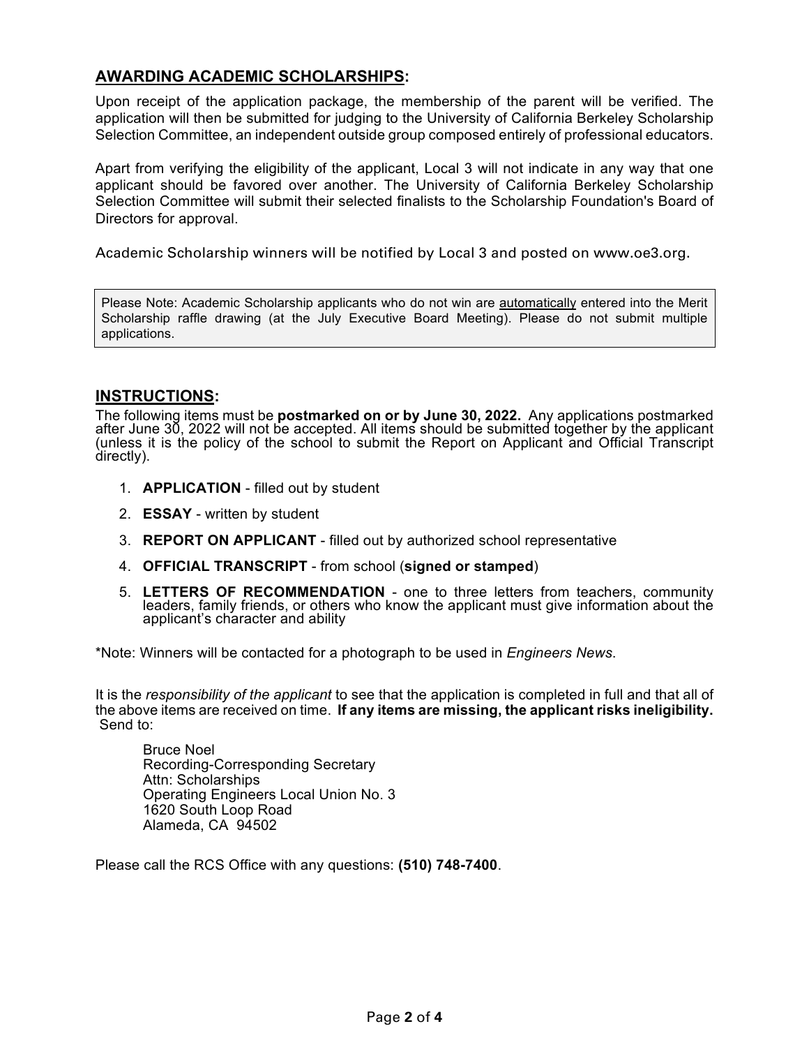## **AWARDING ACADEMIC SCHOLARSHIPS:**

Upon receipt of the application package, the membership of the parent will be verified. The application will then be submitted for judging to the University of California Berkeley Scholarship Selection Committee, an independent outside group composed entirely of professional educators.

Apart from verifying the eligibility of the applicant, Local 3 will not indicate in any way that one applicant should be favored over another. The University of California Berkeley Scholarship Selection Committee will submit their selected finalists to the Scholarship Foundation's Board of Directors for approval.

Academic Scholarship winners will be notified by Local 3 and posted on www.oe3.org.

> Please Note: Academic Scholarship applicants who do not win are automatically entered into the Merit Scholarship raffle drawing (at the July Executive Board Meeting). Please do not submit multiple applications.

## **INSTRUCTIONS:**

The following items must be **postmarked on or by June 30, 2022.** Any applications postmarked after June 30, 2022 will not be accepted. All items should be submitted together by the applicant (unless it is the policy of the school to submit the Report on Applicant and Official Transcript directly).

1. **APPLICATION** - filled out by student
2. **ESSAY** - written by student
3. **REPORT ON APPLICANT** - filled out by authorized school representative
4. **OFFICIAL TRANSCRIPT** - from school (**signed or stamped**)
5. **LETTERS OF RECOMMENDATION** - one to three letters from teachers, community leaders, family friends, or others who know the applicant must give information about the applicant's character and ability

*Note: Winners will be contacted for a photograph to be used in *Engineers News*.

It is the *responsibility of the applicant* to see that the application is completed in full and that all of the above items are received on time. **If any items are missing, the applicant risks ineligibility.** Send to:

Bruce Noel
Recording-Corresponding Secretary
Attn: Scholarships
Operating Engineers Local Union No. 3
1620 South Loop Road
Alameda, CA 94502

Please call the RCS Office with any questions: **(510) 748-7400**.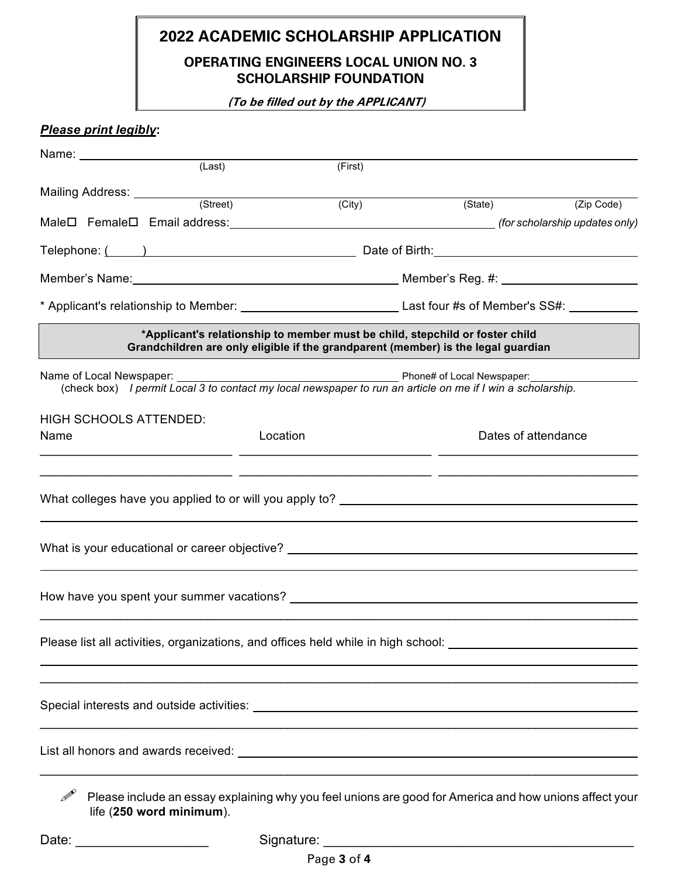# 2022 ACADEMIC SCHOLARSHIP APPLICATION

## OPERATING ENGINEERS LOCAL UNION NO. 3 SCHOLARSHIP FOUNDATION

*(To be filled out by the APPLICANT)*

***Please print legibly*:**

Name: ______________________________________________
(Last) (First)

Mailing Address: ______________________________________________
(Street) (City) (State) (Zip Code)

Male☐ Female☐ Email address: ____________________ *(for scholarship updates only)*

Telephone: ( ) ____________________ Date of Birth: ____________________

Member's Name: ____________________ Member's Reg. #: ____________________

\* Applicant's relationship to Member: ____________________ Last four #s of Member's SS#: __________

**\*Applicant's relationship to member must be child, stepchild or foster child**
**Grandchildren are only eligible if the grandparent (member) is the legal guardian**

Name of Local Newspaper: ____________________ Phone# of Local Newspaper: ____________________

(check box) *I permit Local 3 to contact my local newspaper to run an article on me if I win a scholarship.*

HIGH SCHOOLS ATTENDED:

| Name | Location | Dates of attendance |
| --- | --- | --- |
| | | |
| | | |

What colleges have you applied to or will you apply to? ____________________

What is your educational or career objective? ____________________

How have you spent your summer vacations? ____________________

Please list all activities, organizations, and offices held while in high school: ____________________

Special interests and outside activities: ____________________

List all honors and awards received: ____________________

✎ Please include an essay explaining why you feel unions are good for America and how unions affect your life (**250 word minimum**).

Date: __________________ Signature: ____________________________________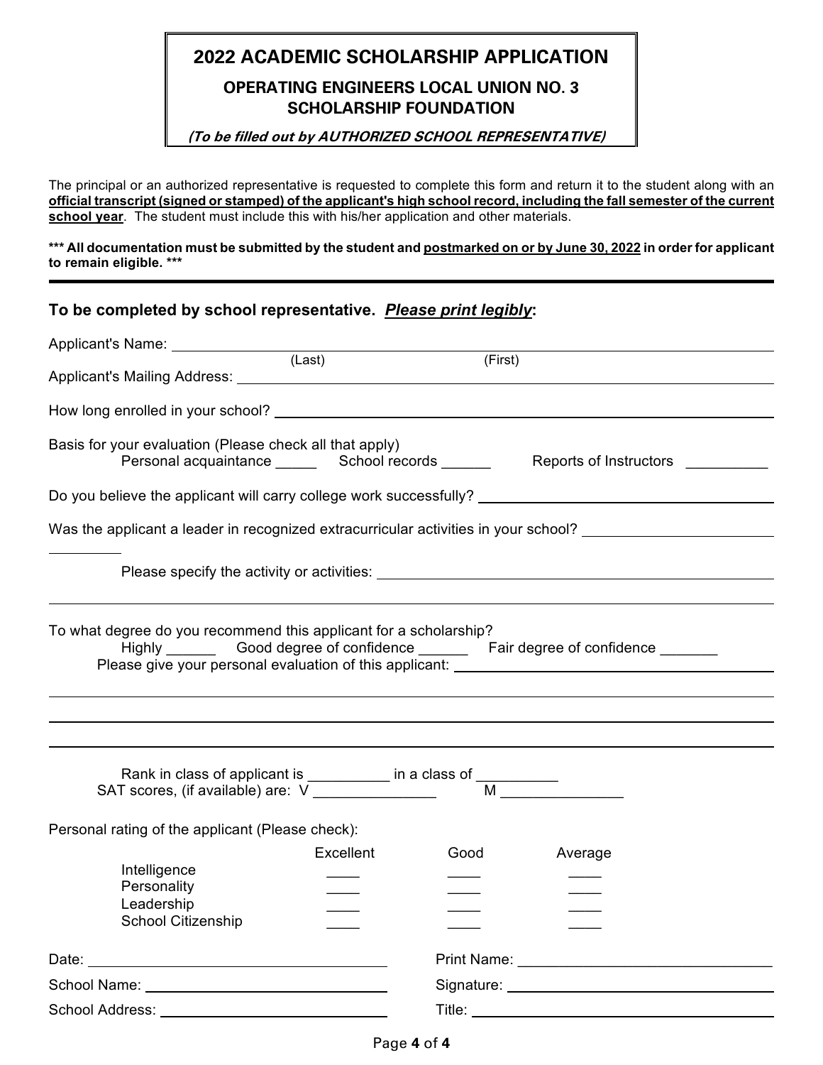# 2022 ACADEMIC SCHOLARSHIP APPLICATION

## OPERATING ENGINEERS LOCAL UNION NO. 3 SCHOLARSHIP FOUNDATION

***(To be filled out by AUTHORIZED SCHOOL REPRESENTATIVE)***

The principal or an authorized representative is requested to complete this form and return it to the student along with an **official transcript (signed or stamped) of the applicant's high school record, including the fall semester of the current school year**. The student must include this with his/her application and other materials.

**\*\*\* All documentation must be submitted by the student and postmarked on or by June 30, 2022 in order for applicant to remain eligible. \*\*\***

---

### To be completed by school representative. *Please print legibly*:

Applicant's Name: ______________________ (Last) ______________________ (First)

Applicant's Mailing Address: ____________________________________________

How long enrolled in your school? ____________________________________________

Basis for your evaluation (Please check all that apply)
Personal acquaintance _____ School records ______ Reports of Instructors __________

Do you believe the applicant will carry college work successfully? ______________________

Was the applicant a leader in recognized extracurricular activities in your school? ______________________

Please specify the activity or activities: ____________________________________________

____________________________________________

To what degree do you recommend this applicant for a scholarship?
Highly ______ Good degree of confidence ______ Fair degree of confidence _______
Please give your personal evaluation of this applicant: ______________________

____________________________________________

____________________________________________

____________________________________________

Rank in class of applicant is __________ in a class of __________
SAT scores, (if available) are: V _______________ M _______________

Personal rating of the applicant (Please check):

| | Excellent | Good | Average |
|---|---|---|---|
| Intelligence | ____ | ____ | ____ |
| Personality | ____ | ____ | ____ |
| Leadership | ____ | ____ | ____ |
| School Citizenship | ____ | ____ | ____ |

Date: ______________________ Print Name: ______________________

School Name: ______________________ Signature: ______________________

School Address: ______________________ Title: ______________________